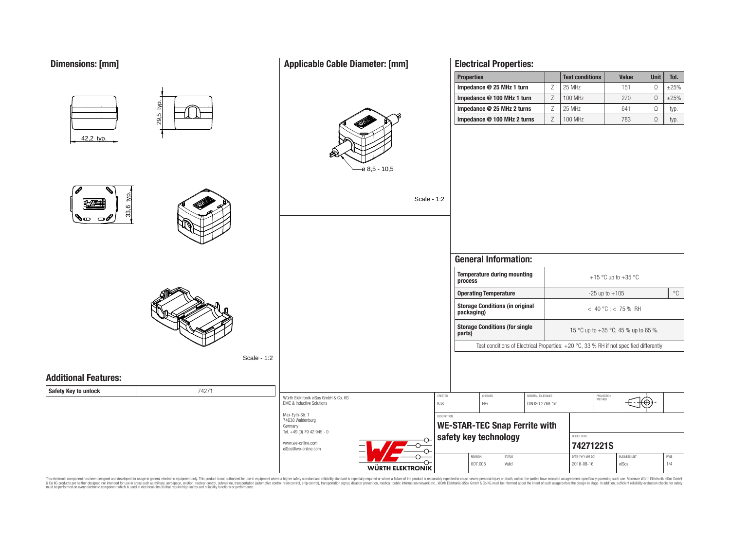## Dimensions: [mm]

42,2 typ.

29,5 typ.

33,6 typ.

Scale - 1:2

## Applicable Cable Diameter: [mm]

ø 8,5 - 10,5

Scale - 1:2

## Electrical Properties:

| Properties | | Test conditions | Value | Unit | Tol. |
|---|---|---|---|---|---|
| Impedance @ 25 MHz 1 turn | Z | 25 MHz | 151 | Ω | ±25% |
| Impedance @ 100 MHz 1 turn | Z | 100 MHz | 270 | Ω | ±25% |
| Impedance @ 25 MHz 2 turns | Z | 25 MHz | 641 | Ω | typ. |
| Impedance @ 100 MHz 2 turns | Z | 100 MHz | 783 | Ω | typ. |

## General Information:

| | | |
|---|---|---|
| Temperature during mounting process | +15 °C up to +35 °C | |
| Operating Temperature | -25 up to +105 | °C |
| Storage Conditions (in original packaging) | < 40 °C ; < 75 % RH | |
| Storage Conditions (for single parts) | 15 °C up to +35 °C; 45 % up to 65 %. | |

Test conditions of Electrical Properties: +20 °C, 33 % RH if not specified differently

## Additional Features:

| Safety Key to unlock | 74271 |
|---|---|

Würth Elektronik eiSos GmbH & Co. KG
EMC & Inductive Solutions
Max-Eyth-Str. 1
74638 Waldenburg
Germany
Tel. +49 (0) 79 42 945 - 0
www.we-online.com
eiSos@we-online.com

| CREATED | CHECKED | GENERAL TOLERANCE | PROJECTION METHOD |
|---|---|---|---|
| KaS | NFi | DIN ISO 2768-1m | |

DESCRIPTION: **WE-STAR-TEC Snap Ferrite with safety key technology**

ORDER CODE: **74271221S**

| REVISION | STATUS | DATE (YYYY-MM-DD) | BUSINESS UNIT | PAGE |
|---|---|---|---|---|
| 007.008 | Valid | 2018-08-16 | eiSos | 1/4 |

This electronic component has been designed and developed for usage in general electronic equipment only. This product is not authorized for use in equipment where a higher safety standard and reliability standard is especially required or where a failure of the product is reasonably expected to cause severe personal injury or death, unless the parties have executed an agreement specifically governing such use. Moreover Würth Elektronik eiSos GmbH & Co KG products are neither designed nor intended for use in areas such as military, aerospace, aviation, nuclear control, submarine, transportation (automotive control, train control, ship control), transportation signal, disaster prevention, medical, public information network etc.. Würth Elektronik eiSos GmbH & Co KG must be informed about the intent of such usage before the design-in stage. In addition, sufficient reliability evaluation checks for safety must be performed on every electronic component which is used in electrical circuits that require high safety and reliability functions or performance.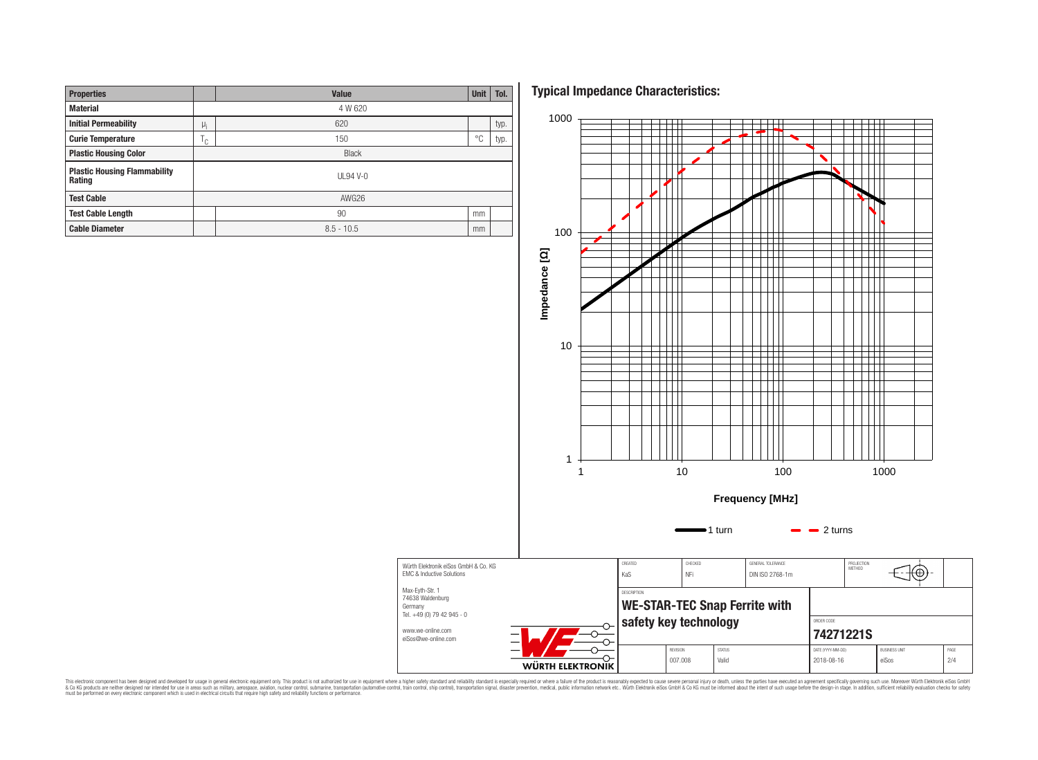| Properties | | Value | Unit | Tol. |
|---|---|---|---|---|
| Material | | 4 W 620 | | |
| Initial Permeability | $\mu_i$ | 620 | | typ. |
| Curie Temperature | $T_C$ | 150 | °C | typ. |
| Plastic Housing Color | | Black | | |
| Plastic Housing Flammability Rating | | UL94 V-0 | | |
| Test Cable | | AWG26 | | |
| Test Cable Length | | 90 | mm | |
| Cable Diameter | | 8.5 - 10.5 | mm | |

## Typical Impedance Characteristics:

Impedance [Ω]

1000
100
10
1

1 10 100 1000

Frequency [MHz]

1 turn — 2 turns

| | | | | | |
|---|---|---|---|---|---|
| Würth Elektronik eiSos GmbH & Co. KG<br>EMC & Inductive Solutions<br>Max-Eyth-Str. 1<br>74638 Waldenburg<br>Germany<br>Tel. +49 (0) 79 42 945 - 0<br>www.we-online.com<br>eiSos@we-online.com | CREATED<br>KaS | CHECKED<br>NFi | GENERAL TOLERANCE<br>DIN ISO 2768-1m | PROJECTION METHOD | |
| | DESCRIPTION<br>**WE-STAR-TEC Snap Ferrite with safety key technology** | | | ORDER CODE<br>**74271221S** | |
| | REVISION<br>007.008 | STATUS<br>Valid | DATE (YYYY-MM-DD)<br>2018-08-16 | BUSINESS UNIT<br>eiSos | PAGE<br>2/4 |

This electronic component has been designed and developed for usage in general electronic equipment only. This product is not authorized for use in equipment where a higher safety standard and reliability standard is especially required or where a failure of the product is reasonably expected to cause severe personal injury or death, unless the parties have executed an agreement specifically governing such use. Moreover Würth Elektronik eiSos GmbH & Co KG products are neither designed nor intended for use in areas such as military, aerospace, aviation, nuclear control, submarine, transportation (automotive control, train control, ship control), transportation signal, disaster prevention, medical, public information network etc.. Würth Elektronik eiSos GmbH & Co KG must be informed about the intent of such usage before the design-in stage. In addition, sufficient reliability evaluation checks for safety must be performed on every electronic component which is used in electrical circuits that require high safety and reliability functions or performance.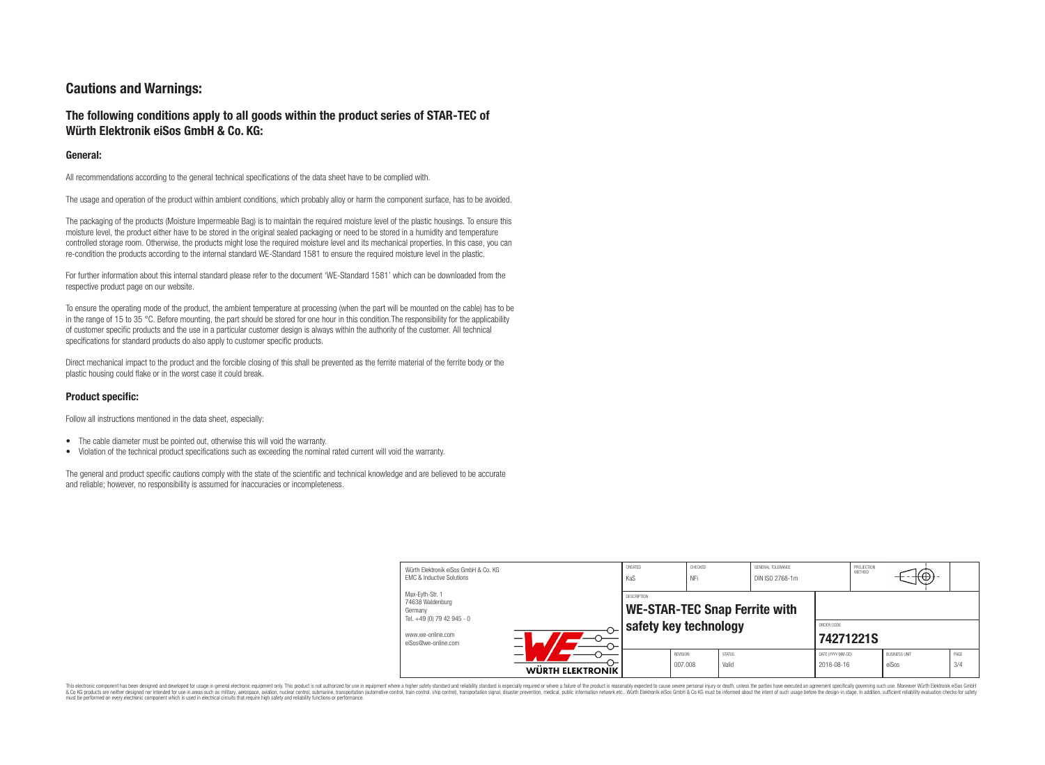## Cautions and Warnings:

### The following conditions apply to all goods within the product series of STAR-TEC of Würth Elektronik eiSos GmbH & Co. KG:

#### General:

All recommendations according to the general technical specifications of the data sheet have to be complied with.

The usage and operation of the product within ambient conditions, which probably alloy or harm the component surface, has to be avoided.

The packaging of the products (Moisture Impermeable Bag) is to maintain the required moisture level of the plastic housings. To ensure this moisture level, the product either have to be stored in the original sealed packaging or need to be stored in a humidity and temperature controlled storage room. Otherwise, the products might lose the required moisture level and its mechanical properties. In this case, you can re-condition the products according to the internal standard WE-Standard 1581 to ensure the required moisture level in the plastic.

For further information about this internal standard please refer to the document 'WE-Standard 1581' which can be downloaded from the respective product page on our website.

To ensure the operating mode of the product, the ambient temperature at processing (when the part will be mounted on the cable) has to be in the range of 15 to 35 °C. Before mounting, the part should be stored for one hour in this condition.The responsibility for the applicability of customer specific products and the use in a particular customer design is always within the authority of the customer. All technical specifications for standard products do also apply to customer specific products.

Direct mechanical impact to the product and the forcible closing of this shall be prevented as the ferrite material of the ferrite body or the plastic housing could flake or in the worst case it could break.

#### Product specific:

Follow all instructions mentioned in the data sheet, especially:

- The cable diameter must be pointed out, otherwise this will void the warranty.
- Violation of the technical product specifications such as exceeding the nominal rated current will void the warranty.

The general and product specific cautions comply with the state of the scientific and technical knowledge and are believed to be accurate and reliable; however, no responsibility is assumed for inaccuracies or incompleteness.

| Würth Elektronik eiSos GmbH & Co. KG<br>EMC & Inductive Solutions<br>Max-Eyth-Str. 1<br>74638 Waldenburg<br>Germany<br>Tel. +49 (0) 79 42 945 - 0<br>www.we-online.com<br>eiSos@we-online.com | CREATED<br>KaS | CHECKED<br>NFi | GENERAL TOLERANCE<br>DIN ISO 2768-1m | PROJECTION METHOD | |
|---|---|---|---|---|---|
| | DESCRIPTION<br>**WE-STAR-TEC Snap Ferrite with safety key technology** | | | ORDER CODE<br>**74271221S** | |
| | | REVISION<br>007.008 | STATUS<br>Valid | DATE (YYYY-MM-DD)<br>2018-08-16 | BUSINESS UNIT<br>eiSos |

This electronic component has been designed and developed for usage in general electronic equipment only. This product is not authorized for use in equipment where a higher safety standard and reliability standard is especially required or where a failure of the product is reasonably expected to cause severe personal injury or death, unless the parties have executed an agreement specifically governing such use. Moreover Würth Elektronik eiSos GmbH & Co KG products are neither designed nor intended for use in areas such as military, aerospace, aviation, nuclear control, submarine, transportation (automotive control, train control, ship control), transportation signal, disaster prevention, medical, public information network etc.. Würth Elektronik eiSos GmbH & Co KG must be informed about the intent of such usage before the design-in stage. In addition, sufficient reliability evaluation checks for safety must be performed on every electronic component which is used in electrical circuits that require high safety and reliability functions or performance.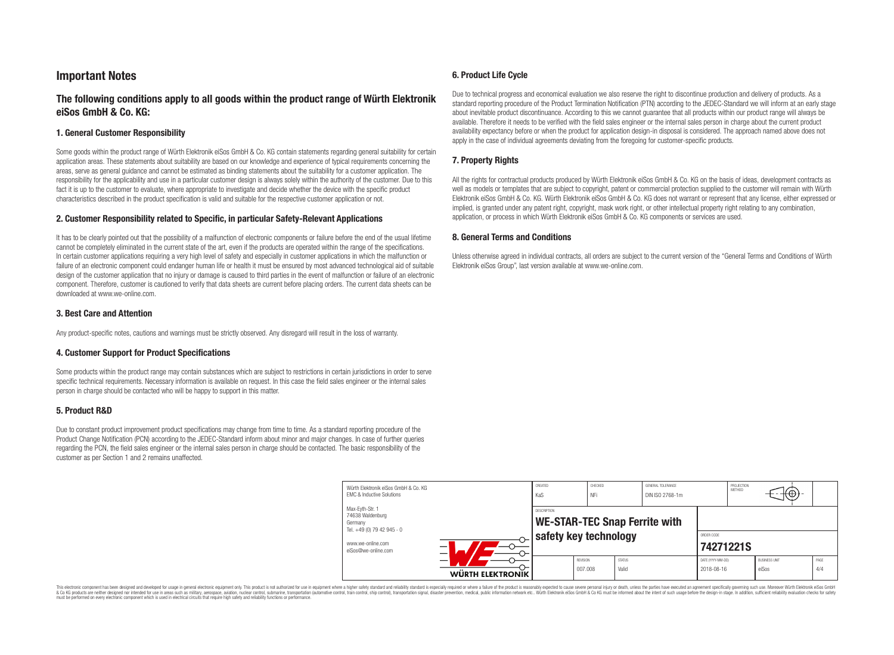# Important Notes

## The following conditions apply to all goods within the product range of Würth Elektronik eiSos GmbH & Co. KG:

### 1. General Customer Responsibility

Some goods within the product range of Würth Elektronik eiSos GmbH & Co. KG contain statements regarding general suitability for certain application areas. These statements about suitability are based on our knowledge and experience of typical requirements concerning the areas, serve as general guidance and cannot be estimated as binding statements about the suitability for a customer application. The responsibility for the applicability and use in a particular customer design is always solely within the authority of the customer. Due to this fact it is up to the customer to evaluate, where appropriate to investigate and decide whether the device with the specific product characteristics described in the product specification is valid and suitable for the respective customer application or not.

### 2. Customer Responsibility related to Specific, in particular Safety-Relevant Applications

It has to be clearly pointed out that the possibility of a malfunction of electronic components or failure before the end of the usual lifetime cannot be completely eliminated in the current state of the art, even if the products are operated within the range of the specifications. In certain customer applications requiring a very high level of safety and especially in customer applications in which the malfunction or failure of an electronic component could endanger human life or health it must be ensured by most advanced technological aid of suitable design of the customer application that no injury or damage is caused to third parties in the event of malfunction or failure of an electronic component. Therefore, customer is cautioned to verify that data sheets are current before placing orders. The current data sheets can be downloaded at www.we-online.com.

### 3. Best Care and Attention

Any product-specific notes, cautions and warnings must be strictly observed. Any disregard will result in the loss of warranty.

### 4. Customer Support for Product Specifications

Some products within the product range may contain substances which are subject to restrictions in certain jurisdictions in order to serve specific technical requirements. Necessary information is available on request. In this case the field sales engineer or the internal sales person in charge should be contacted who will be happy to support in this matter.

### 5. Product R&D

Due to constant product improvement product specifications may change from time to time. As a standard reporting procedure of the Product Change Notification (PCN) according to the JEDEC-Standard inform about minor and major changes. In case of further queries regarding the PCN, the field sales engineer or the internal sales person in charge should be contacted. The basic responsibility of the customer as per Section 1 and 2 remains unaffected.

### 6. Product Life Cycle

Due to technical progress and economical evaluation we also reserve the right to discontinue production and delivery of products. As a standard reporting procedure of the Product Termination Notification (PTN) according to the JEDEC-Standard we will inform at an early stage about inevitable product discontinuance. According to this we cannot guarantee that all products within our product range will always be available. Therefore it needs to be verified with the field sales engineer or the internal sales person in charge about the current product availability expectancy before or when the product for application design-in disposal is considered. The approach named above does not apply in the case of individual agreements deviating from the foregoing for customer-specific products.

### 7. Property Rights

All the rights for contractual products produced by Würth Elektronik eiSos GmbH & Co. KG on the basis of ideas, development contracts as well as models or templates that are subject to copyright, patent or commercial protection supplied to the customer will remain with Würth Elektronik eiSos GmbH & Co. KG. Würth Elektronik eiSos GmbH & Co. KG does not warrant or represent that any license, either expressed or implied, is granted under any patent right, copyright, mask work right, or other intellectual property right relating to any combination, application, or process in which Würth Elektronik eiSos GmbH & Co. KG components or services are used.

### 8. General Terms and Conditions

Unless otherwise agreed in individual contracts, all orders are subject to the current version of the "General Terms and Conditions of Würth Elektronik eiSos Group", last version available at www.we-online.com.

| | | | | | |
|---|---|---|---|---|---|
| Würth Elektronik eiSos GmbH & Co. KG<br>EMC & Inductive Solutions | CREATED<br>KaS | CHECKED<br>NFi | GENERAL TOLERANCE<br>DIN ISO 2768-1m | PROJECTION METHOD | |
| Max-Eyth-Str. 1<br>74638 Waldenburg<br>Germany<br>Tel. +49 (0) 79 42 945 - 0<br>www.we-online.com<br>eiSos@we-online.com | DESCRIPTION<br>**WE-STAR-TEC Snap Ferrite with safety key technology** | | ORDER CODE<br>**74271221S** | | |
| WÜRTH ELEKTRONIK | REVISION<br>007.008 | STATUS<br>Valid | DATE (YYYY-MM-DD)<br>2018-08-16 | BUSINESS UNIT<br>eiSos | PAGE<br>4/4 |

This electronic component has been designed and developed for usage in general electronic equipment only. This product is not authorized for use in equipment where a higher safety standard and reliability standard is especially required or where a failure of the product is reasonably expected to cause severe personal injury or death, unless the parties have executed an agreement specifically governing such use. Moreover Würth Elektronik eiSos GmbH & Co KG products are neither designed nor intended for use in areas such as military, aerospace, aviation, nuclear control, submarine, transportation (automotive control, train control, ship control), transportation signal, disaster prevention, medical, public information network etc.. Würth Elektronik eiSos GmbH & Co KG must be informed about the intent of such usage before the design-in stage. In addition, sufficient reliability evaluation checks for safety must be performed on every electronic component which is used in electrical circuits that require high safety and reliability functions or performance.